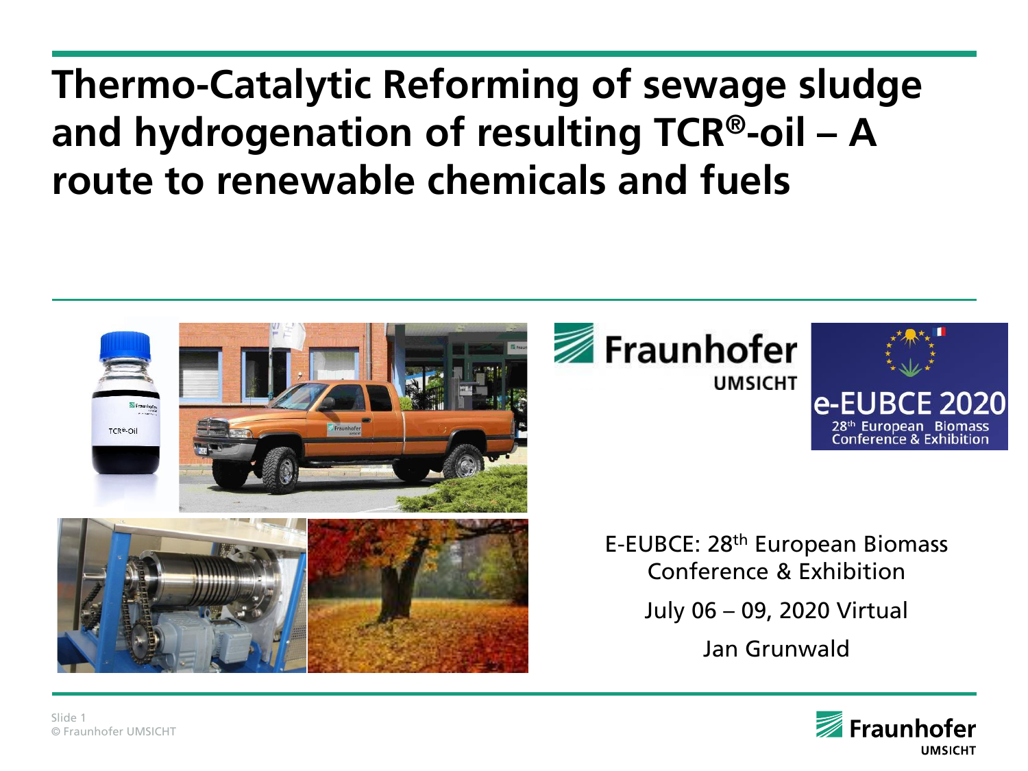# Thermo-Catalytic Reforming of sewage sludge and hydrogenation of resulting TCR®-oil – A route to renewable chemicals and fuels

E-EUBCE: 28th European Biomass Conference & Exhibition

July 06 – 09, 2020 Virtual

Jan Grunwald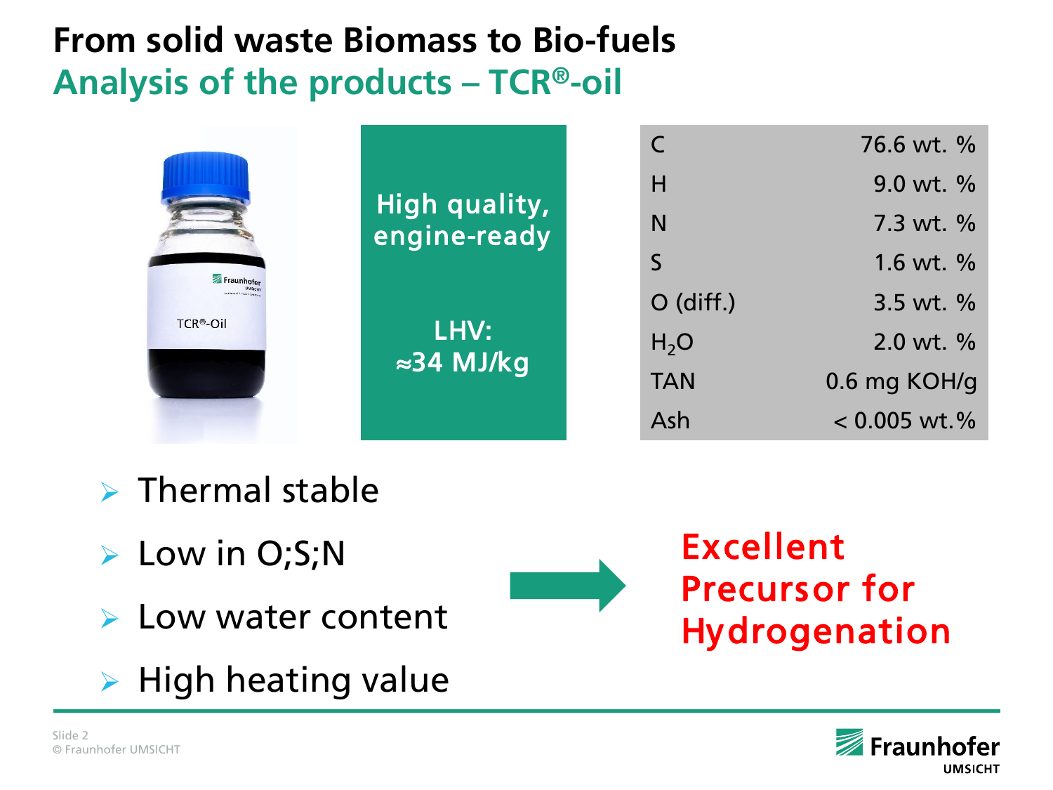# From solid waste Biomass to Bio-fuels

## Analysis of the products – TCR®-oil

**High quality, engine-ready**

**LHV: ≈34 MJ/kg**

| | |
|---|---|
| C | 76.6 wt. % |
| H | 9.0 wt. % |
| N | 7.3 wt. % |
| S | 1.6 wt. % |
| O (diff.) | 3.5 wt. % |
| $H_2O$ | 2.0 wt. % |
| TAN | 0.6 mg KOH/g |
| Ash | < 0.005 wt.% |

- Thermal stable
- Low in O;S;N
- Low water content
- High heating value

→ **Excellent Precursor for Hydrogenation**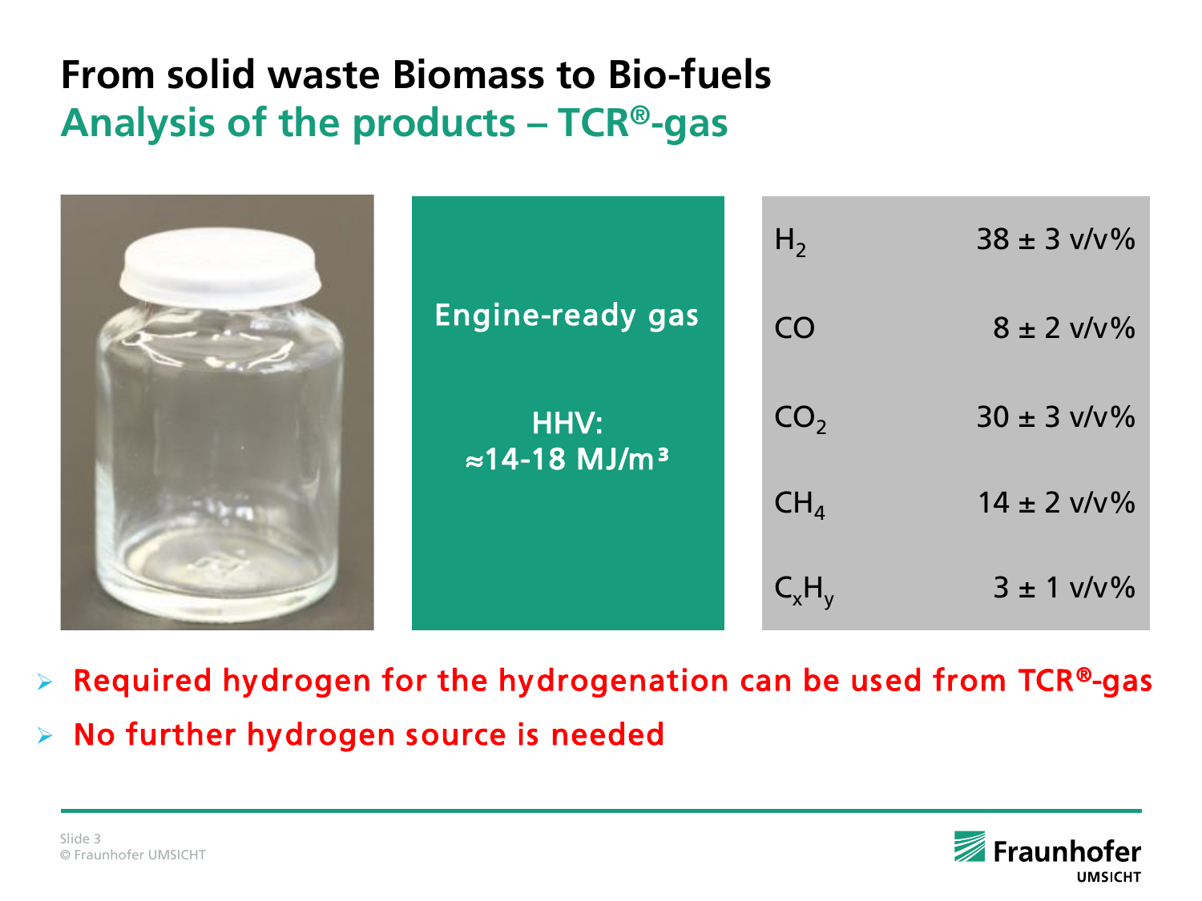# From solid waste Biomass to Bio-fuels

## Analysis of the products – TCR®-gas

**Engine-ready gas**

**HHV: ≈14-18 MJ/m³**

| Component | Content |
|---|---|
| $H_2$ | 38 ± 3 v/v% |
| CO | 8 ± 2 v/v% |
| $CO_2$ | 30 ± 3 v/v% |
| $CH_4$ | 14 ± 2 v/v% |
| $C_xH_y$ | 3 ± 1 v/v% |

- Required hydrogen for the hydrogenation can be used from TCR®-gas
- No further hydrogen source is needed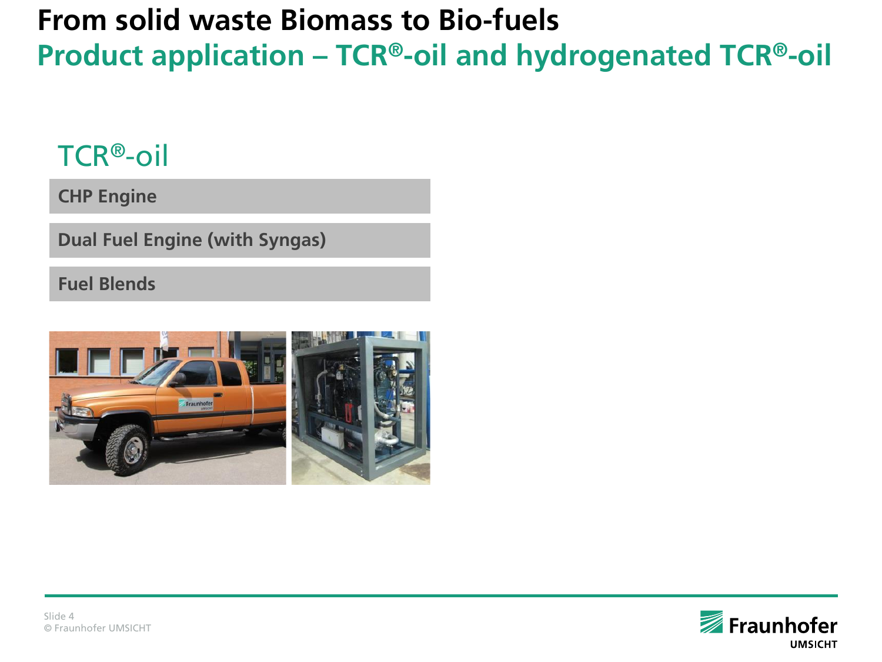# From solid waste Biomass to Bio-fuels

## Product application – TCR®-oil and hydrogenated TCR®-oil

### TCR®-oil

- CHP Engine
- Dual Fuel Engine (with Syngas)
- Fuel Blends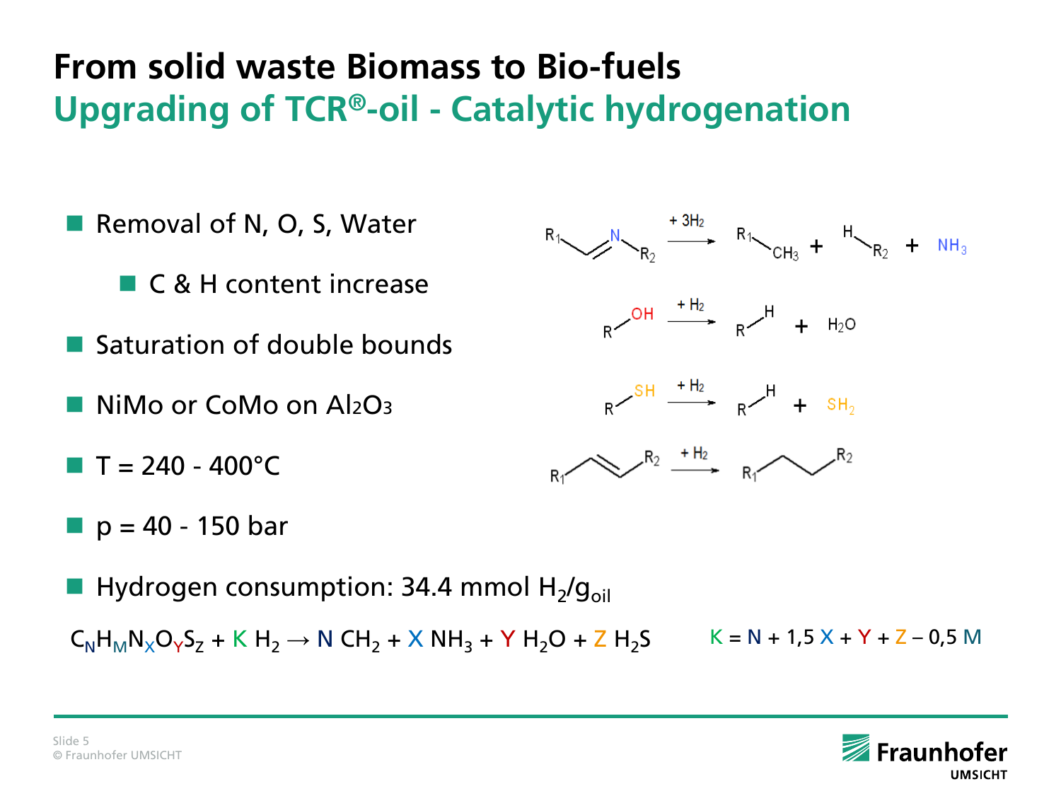# From solid waste Biomass to Bio-fuels

## Upgrading of TCR®-oil - Catalytic hydrogenation

- Removal of N, O, S, Water
  - C & H content increase
- Saturation of double bounds
- NiMo or CoMo on $Al_2O_3$
- T = 240 - 400°C
- p = 40 - 150 bar
- Hydrogen consumption: 34.4 mmol $H_2/g_{oil}$

$$R_1\text{-}CH{=}N\text{-}R_2 \xrightarrow{+3H_2} R_1\text{-}CH_3 + H\text{-}R_2 + NH_3$$

$$R\text{-}OH \xrightarrow{+H_2} R\text{-}H + H_2O$$

$$R\text{-}SH \xrightarrow{+H_2} R\text{-}H + SH_2$$

$$R_1\text{-}CH{=}CH\text{-}R_2 \xrightarrow{+H_2} R_1\text{-}CH_2\text{-}CH_2\text{-}R_2$$

$$C_NH_MN_XO_YS_Z + K\ H_2 \rightarrow N\ CH_2 + X\ NH_3 + Y\ H_2O + Z\ H_2S \qquad K = N + 1{,}5\ X + Y + Z - 0{,}5\ M$$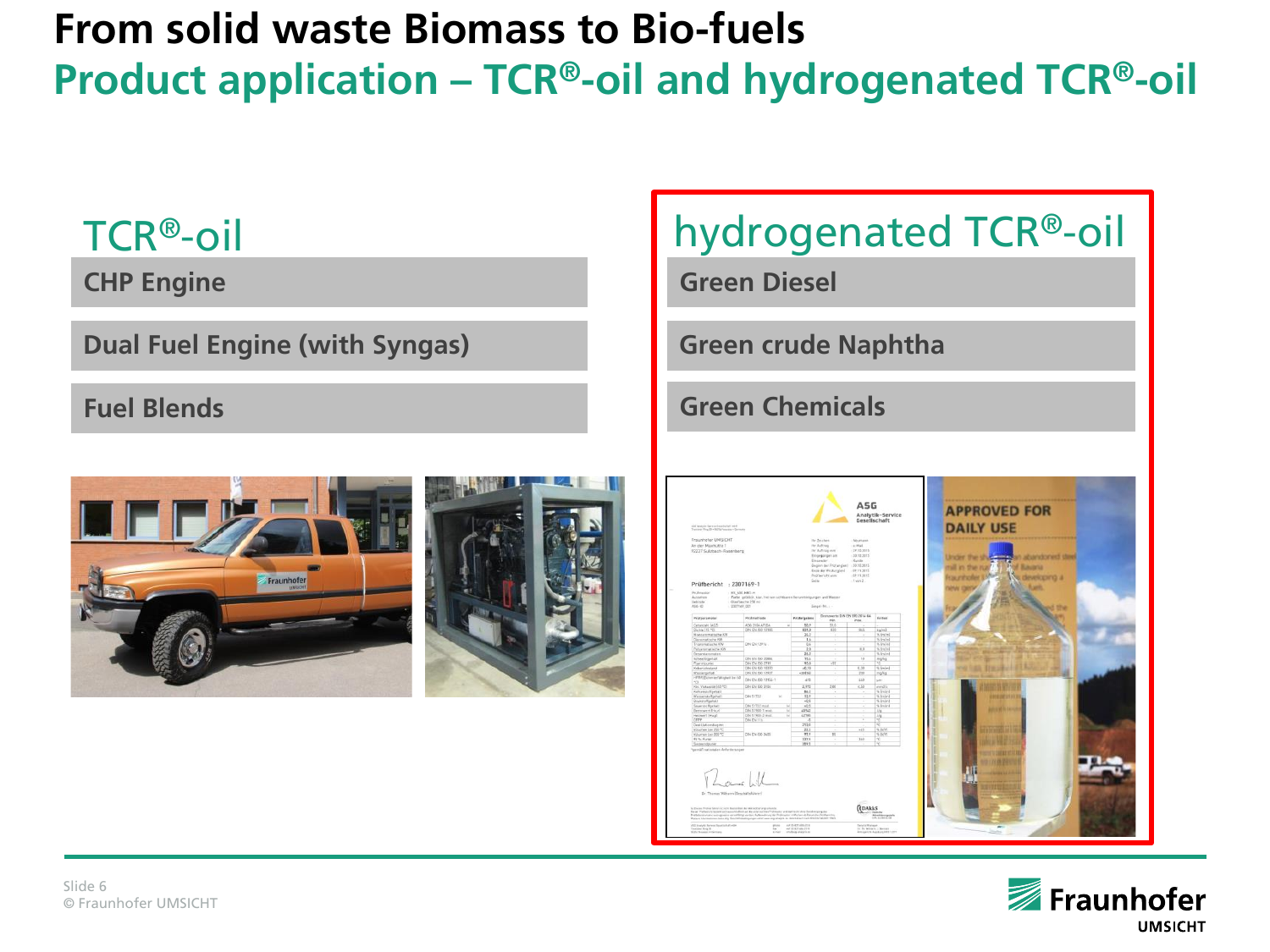# From solid waste Biomass to Bio-fuels

## Product application – TCR®-oil and hydrogenated TCR®-oil

### TCR®-oil

- CHP Engine
- Dual Fuel Engine (with Syngas)
- Fuel Blends

### hydrogenated TCR®-oil

- Green Diesel
- Green crude Naphtha
- Green Chemicals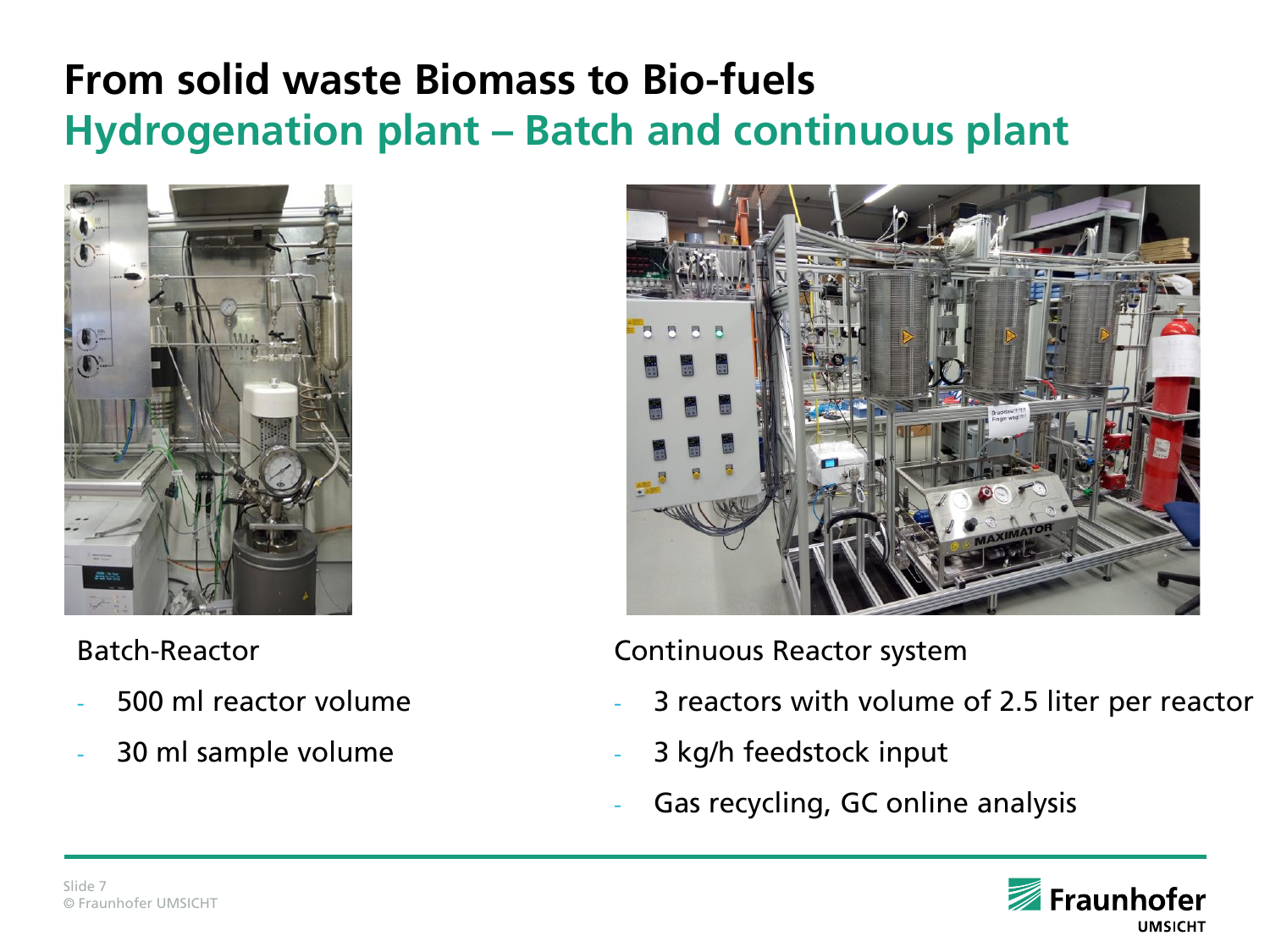# From solid waste Biomass to Bio-fuels

## Hydrogenation plant – Batch and continuous plant

Batch-Reactor

- 500 ml reactor volume
- 30 ml sample volume

Continuous Reactor system

- 3 reactors with volume of 2.5 liter per reactor
- 3 kg/h feedstock input
- Gas recycling, GC online analysis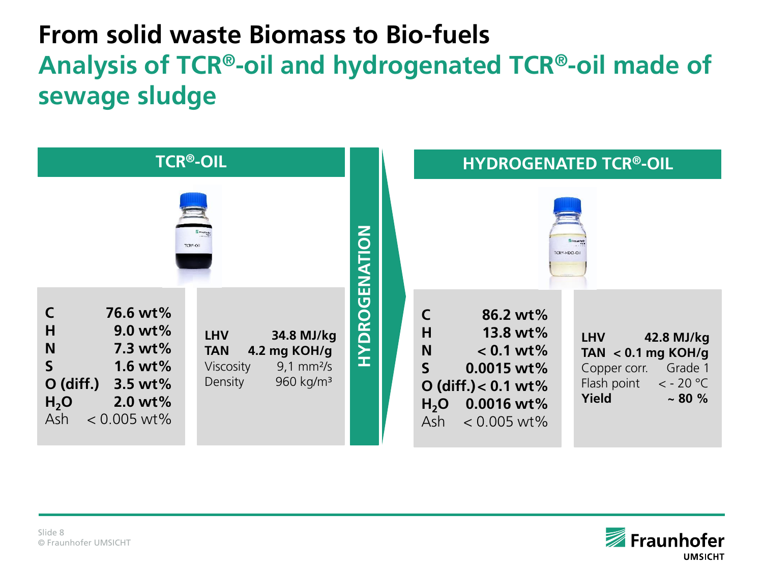# From solid waste Biomass to Bio-fuels

## Analysis of TCR®-oil and hydrogenated TCR®-oil made of sewage sludge

### TCR®-OIL

| | |
|---|---|
| **C** | **76.6 wt%** |
| **H** | **9.0 wt%** |
| **N** | **7.3 wt%** |
| **S** | **1.6 wt%** |
| **O (diff.)** | **3.5 wt%** |
| **$H_2O$** | **2.0 wt%** |
| Ash | < 0.005 wt% |

| | |
|---|---|
| **LHV** | **34.8 MJ/kg** |
| **TAN** | **4.2 mg KOH/g** |
| Viscosity | 9,1 mm²/s |
| Density | 960 kg/m³ |

**HYDROGENATION**

### HYDROGENATED TCR®-OIL

| | |
|---|---|
| **C** | **86.2 wt%** |
| **H** | **13.8 wt%** |
| **N** | **< 0.1 wt%** |
| **S** | **0.0015 wt%** |
| **O (diff.)** | **< 0.1 wt%** |
| **$H_2O$** | **0.0016 wt%** |
| Ash | < 0.005 wt% |

| | |
|---|---|
| **LHV** | **42.8 MJ/kg** |
| **TAN** | **< 0.1 mg KOH/g** |
| Copper corr. | Grade 1 |
| Flash point | < - 20 °C |
| **Yield** | **~ 80 %** |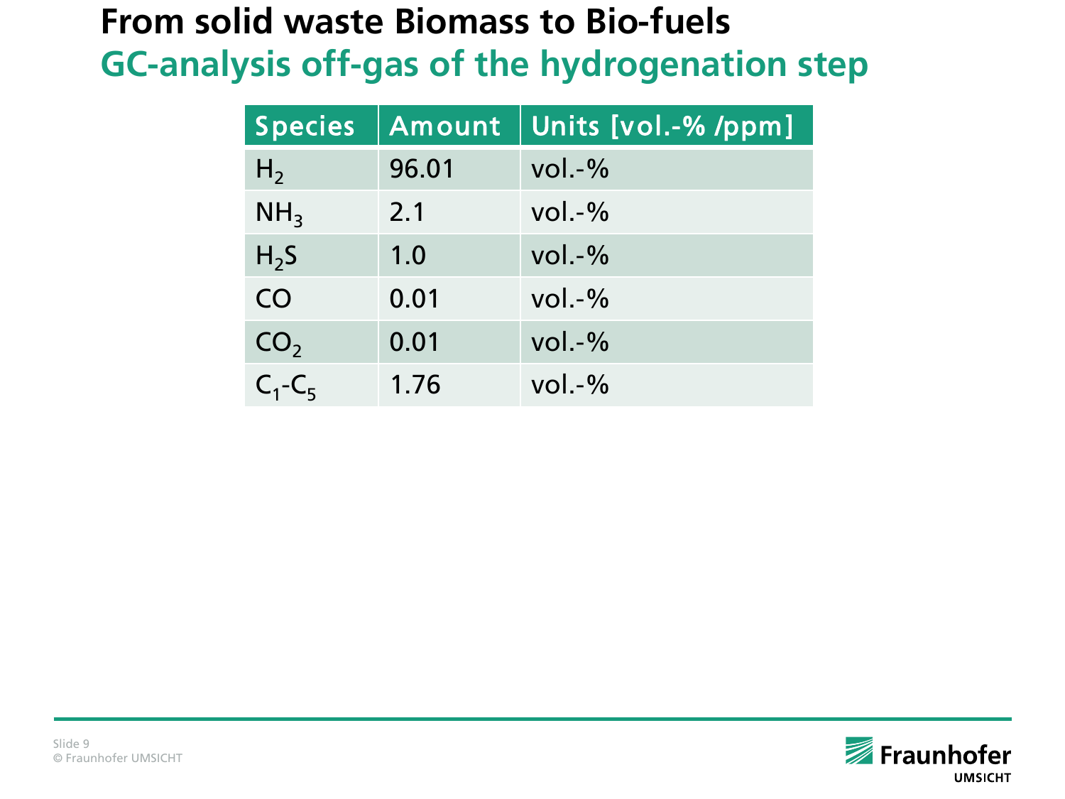# From solid waste Biomass to Bio-fuels

## GC-analysis off-gas of the hydrogenation step

| Species | Amount | Units [vol.-% /ppm] |
|---|---|---|
| $H_2$ | 96.01 | vol.-% |
| $NH_3$ | 2.1 | vol.-% |
| $H_2S$ | 1.0 | vol.-% |
| CO | 0.01 | vol.-% |
| $CO_2$ | 0.01 | vol.-% |
| $C_1$-$C_5$ | 1.76 | vol.-% |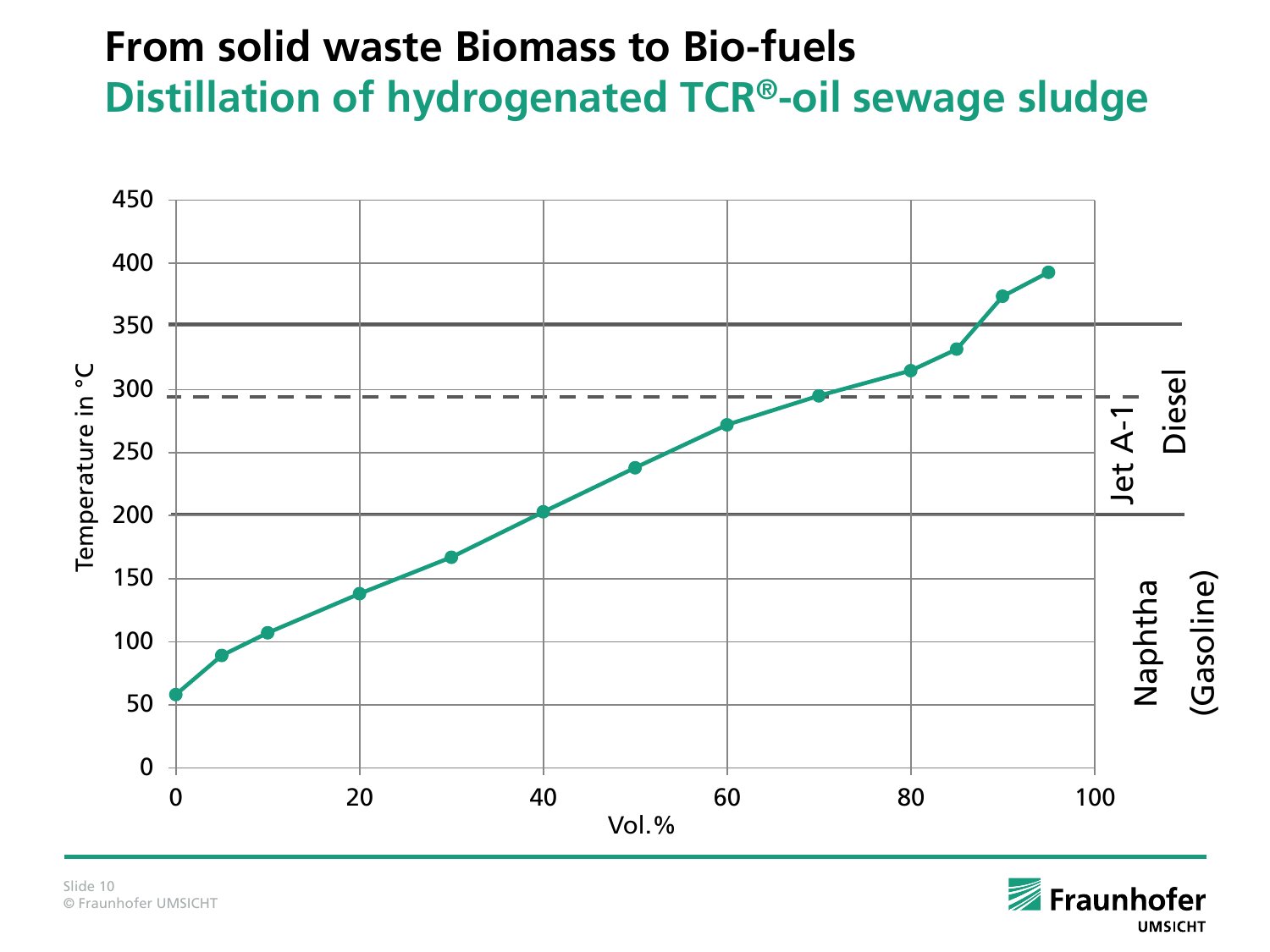# From solid waste Biomass to Bio-fuels

## Distillation of hydrogenated TCR®-oil sewage sludge

Temperature in °C

Vol.%

Diesel

Jet A-1

Naphtha (Gasoline)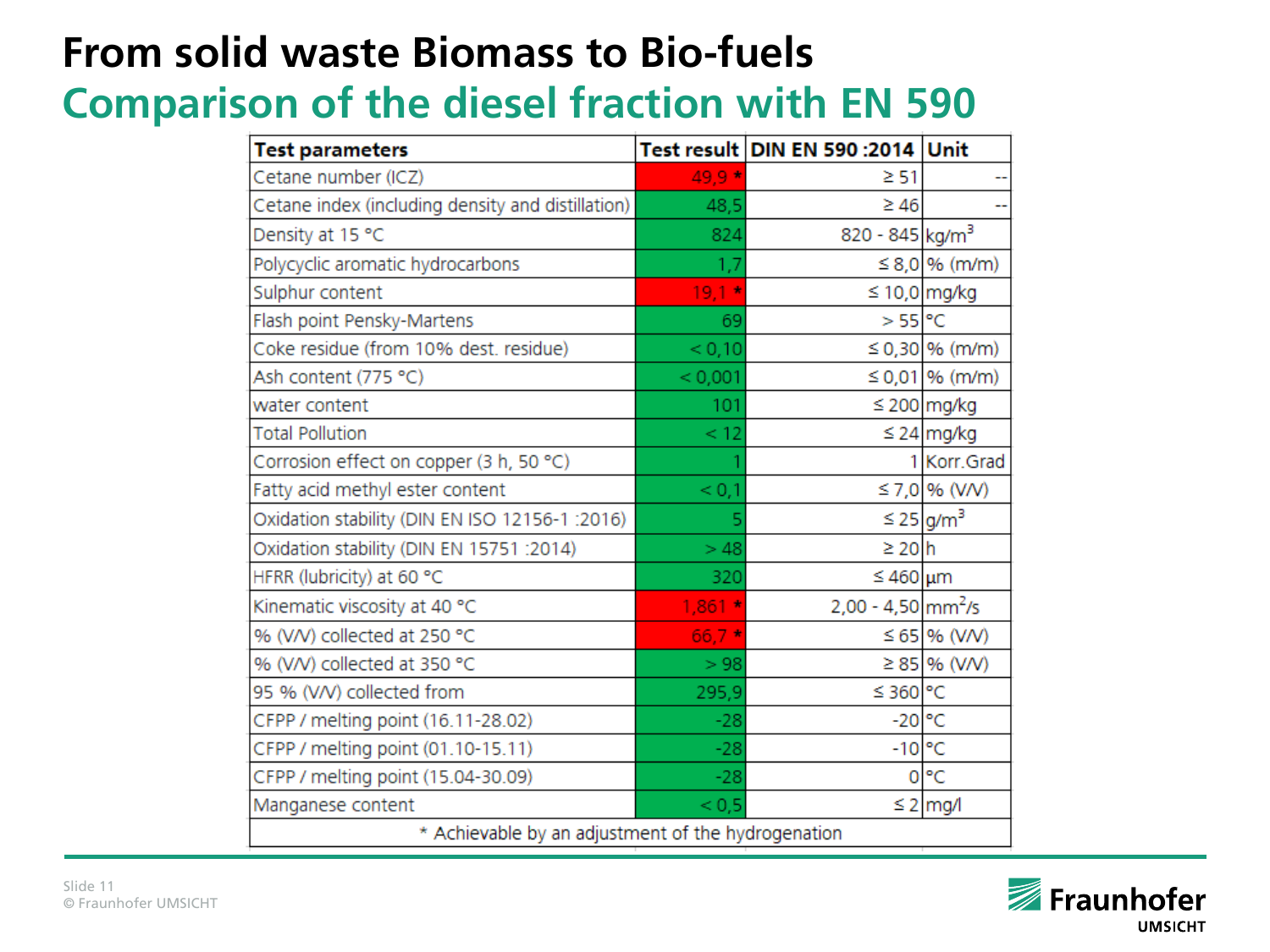# From solid waste Biomass to Bio-fuels

## Comparison of the diesel fraction with EN 590

| Test parameters | Test result | DIN EN 590 :2014 | Unit |
|---|---|---|---|
| Cetane number (ICZ) | 49,9 * | ≥ 51 | -- |
| Cetane index (including density and distillation) | 48,5 | ≥ 46 | -- |
| Density at 15 °C | 824 | 820 - 845 | $kg/m^3$ |
| Polycyclic aromatic hydrocarbons | 1,7 | ≤ 8,0 | % (m/m) |
| Sulphur content | 19,1 * | ≤ 10,0 | mg/kg |
| Flash point Pensky-Martens | 69 | > 55 | °C |
| Coke residue (from 10% dest. residue) | < 0,10 | ≤ 0,30 | % (m/m) |
| Ash content (775 °C) | < 0,001 | ≤ 0,01 | % (m/m) |
| water content | 101 | ≤ 200 | mg/kg |
| Total Pollution | < 12 | ≤ 24 | mg/kg |
| Corrosion effect on copper (3 h, 50 °C) | 1 | 1 | Korr.Grad |
| Fatty acid methyl ester content | < 0,1 | ≤ 7,0 | % (V/V) |
| Oxidation stability (DIN EN ISO 12156-1 :2016) | 5 | ≤ 25 | $g/m^3$ |
| Oxidation stability (DIN EN 15751 :2014) | > 48 | ≥ 20 | h |
| HFRR (lubricity) at 60 °C | 320 | ≤ 460 | µm |
| Kinematic viscosity at 40 °C | 1,861 * | 2,00 - 4,50 | $mm^2/s$ |
| % (V/V) collected at 250 °C | 66,7 * | ≤ 65 | % (V/V) |
| % (V/V) collected at 350 °C | > 98 | ≥ 85 | % (V/V) |
| 95 % (V/V) collected from | 295,9 | ≤ 360 | °C |
| CFPP / melting point (16.11-28.02) | -28 | -20 | °C |
| CFPP / melting point (01.10-15.11) | -28 | -10 | °C |
| CFPP / melting point (15.04-30.09) | -28 | 0 | °C |
| Manganese content | < 0,5 | ≤ 2 | mg/l |

* Achievable by an adjustment of the hydrogenation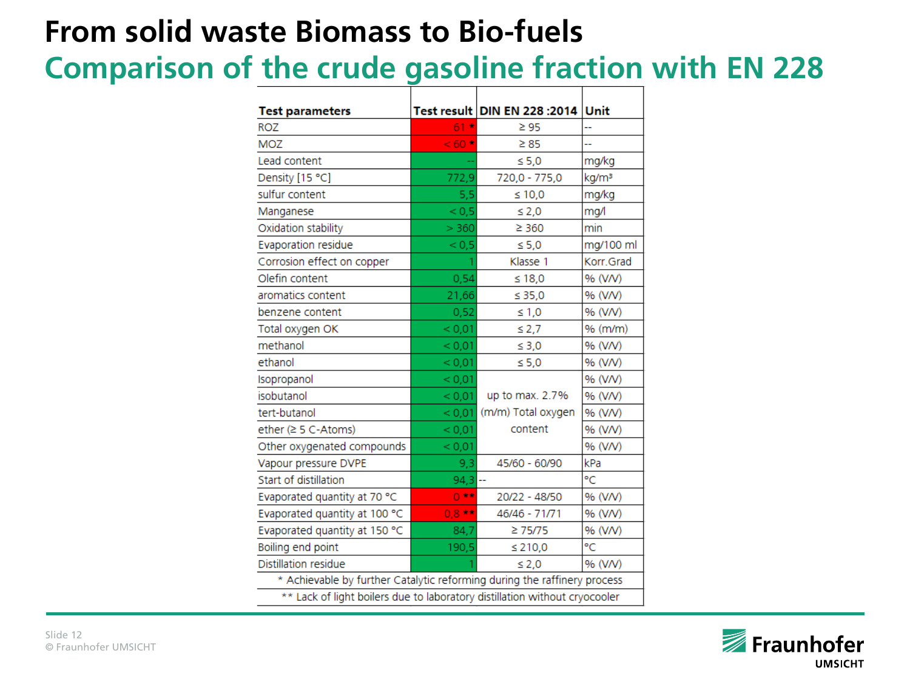# From solid waste Biomass to Bio-fuels

## Comparison of the crude gasoline fraction with EN 228

| Test parameters | Test result | DIN EN 228 :2014 | Unit |
|---|---|---|---|
| ROZ | 61 * | ≥ 95 | -- |
| MOZ | < 60 * | ≥ 85 | -- |
| Lead content | -- | ≤ 5,0 | mg/kg |
| Density [15 °C] | 772,9 | 720,0 - 775,0 | kg/m³ |
| sulfur content | 5,5 | ≤ 10,0 | mg/kg |
| Manganese | < 0,5 | ≤ 2,0 | mg/l |
| Oxidation stability | > 360 | ≥ 360 | min |
| Evaporation residue | < 0,5 | ≤ 5,0 | mg/100 ml |
| Corrosion effect on copper | 1 | Klasse 1 | Korr.Grad |
| Olefin content | 0,54 | ≤ 18,0 | % (V/V) |
| aromatics content | 21,66 | ≤ 35,0 | % (V/V) |
| benzene content | 0,52 | ≤ 1,0 | % (V/V) |
| Total oxygen OK | < 0,01 | ≤ 2,7 | % (m/m) |
| methanol | < 0,01 | ≤ 3,0 | % (V/V) |
| ethanol | < 0,01 | ≤ 5,0 | % (V/V) |
| Isopropanol | < 0,01 | up to max. 2.7% (m/m) Total oxygen content | % (V/V) |
| isobutanol | < 0,01 | | % (V/V) |
| tert-butanol | < 0,01 | | % (V/V) |
| ether (≥ 5 C-Atoms) | < 0,01 | | % (V/V) |
| Other oxygenated compounds | < 0,01 | | % (V/V) |
| Vapour pressure DVPE | 9,3 | 45/60 - 60/90 | kPa |
| Start of distillation | 94,3 | -- | °C |
| Evaporated quantity at 70 °C | 0 ** | 20/22 - 48/50 | % (V/V) |
| Evaporated quantity at 100 °C | 0,8 ** | 46/46 - 71/71 | % (V/V) |
| Evaporated quantity at 150 °C | 84,7 | ≥ 75/75 | % (V/V) |
| Boiling end point | 190,5 | ≤ 210,0 | °C |
| Distillation residue | 1 | ≤ 2,0 | % (V/V) |

\* Achievable by further Catalytic reforming during the raffinery process

\*\* Lack of light boilers due to laboratory distillation without cryocooler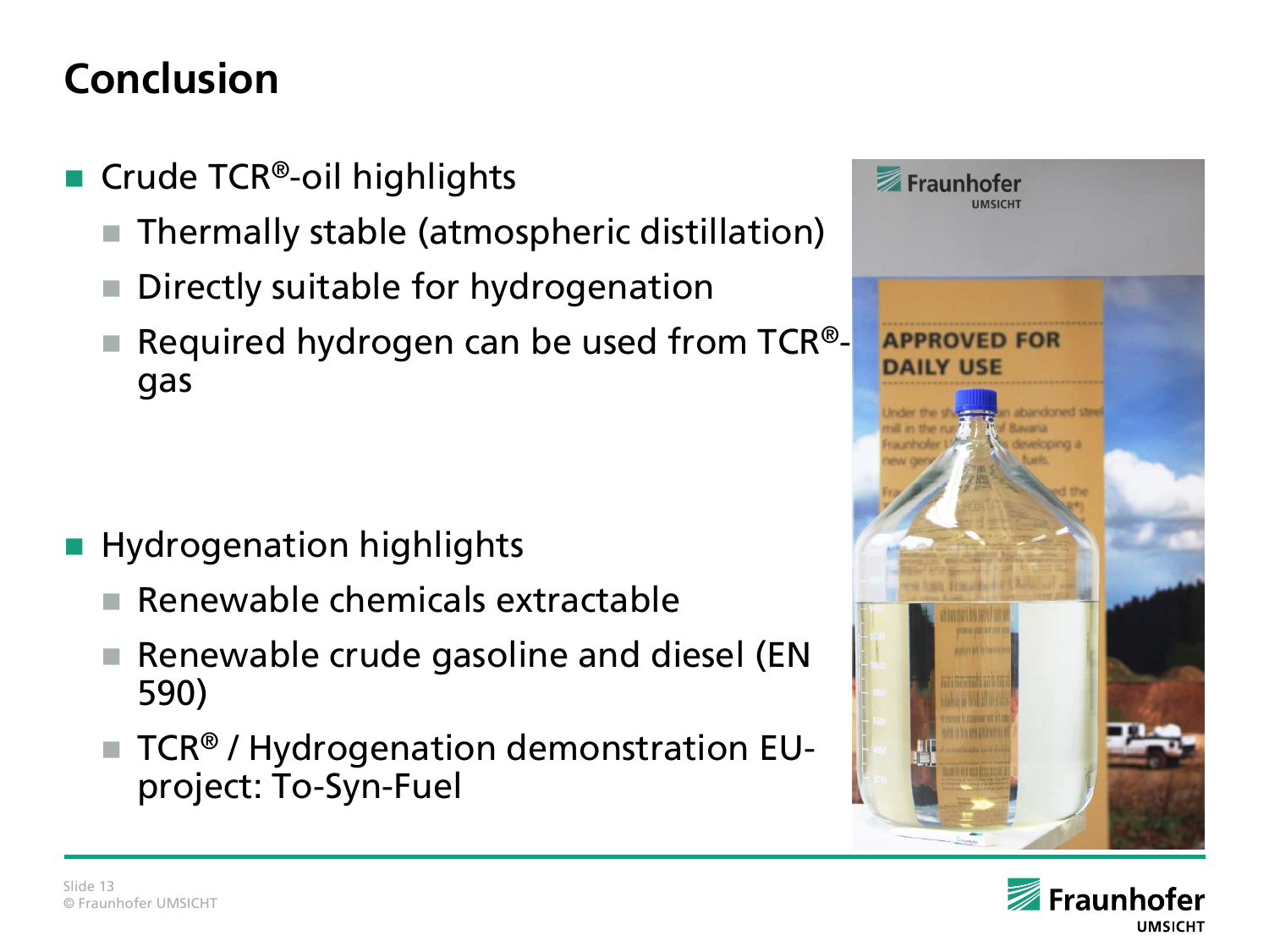# Conclusion

- Crude TCR®-oil highlights
  - Thermally stable (atmospheric distillation)
  - Directly suitable for hydrogenation
  - Required hydrogen can be used from TCR®-gas

- Hydrogenation highlights
  - Renewable chemicals extractable
  - Renewable crude gasoline and diesel (EN 590)
  - TCR® / Hydrogenation demonstration EU-project: To-Syn-Fuel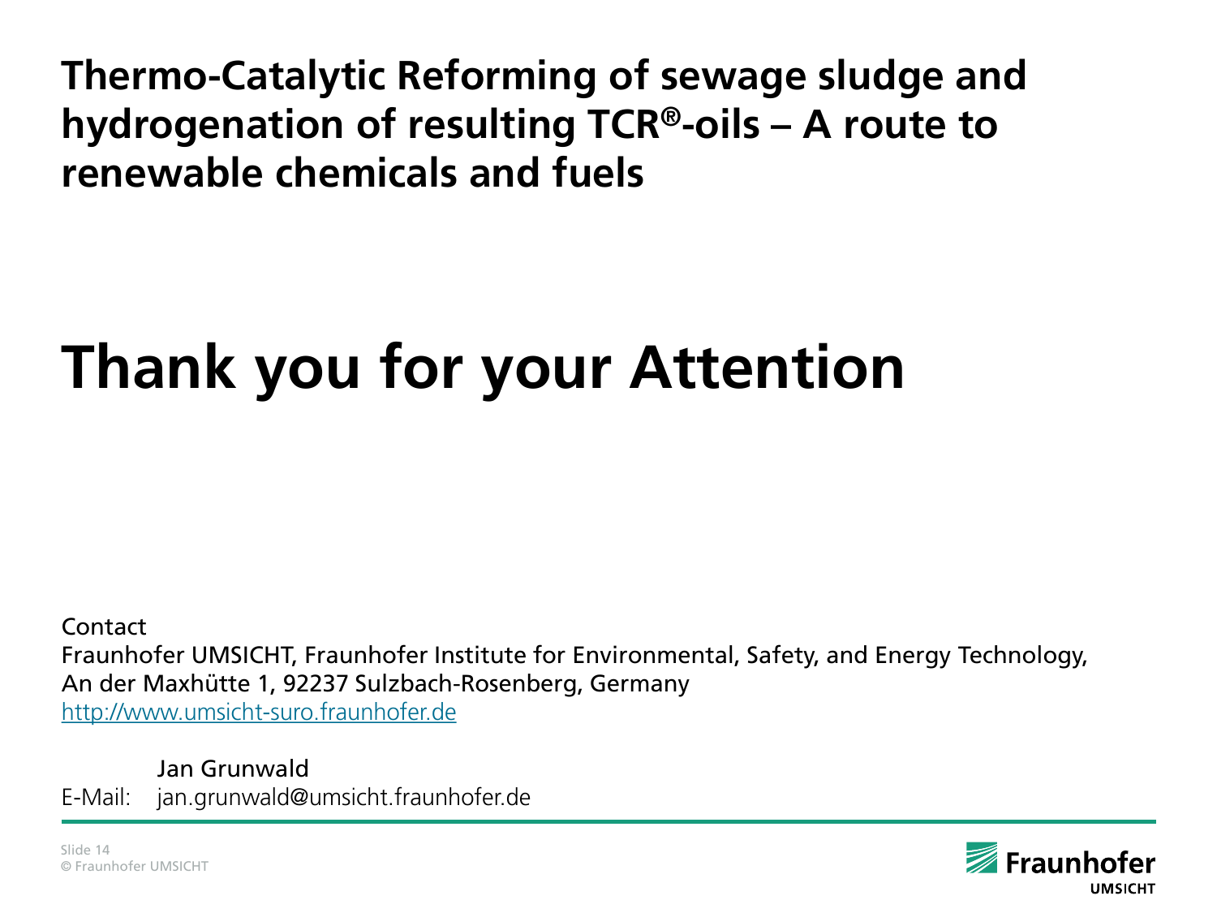# Thermo-Catalytic Reforming of sewage sludge and hydrogenation of resulting TCR®-oils – A route to renewable chemicals and fuels

# Thank you for your Attention

Contact
Fraunhofer UMSICHT, Fraunhofer Institute for Environmental, Safety, and Energy Technology,
An der Maxhütte 1, 92237 Sulzbach-Rosenberg, Germany
http://www.umsicht-suro.fraunhofer.de

Jan Grunwald
E-Mail: jan.grunwald@umsicht.fraunhofer.de